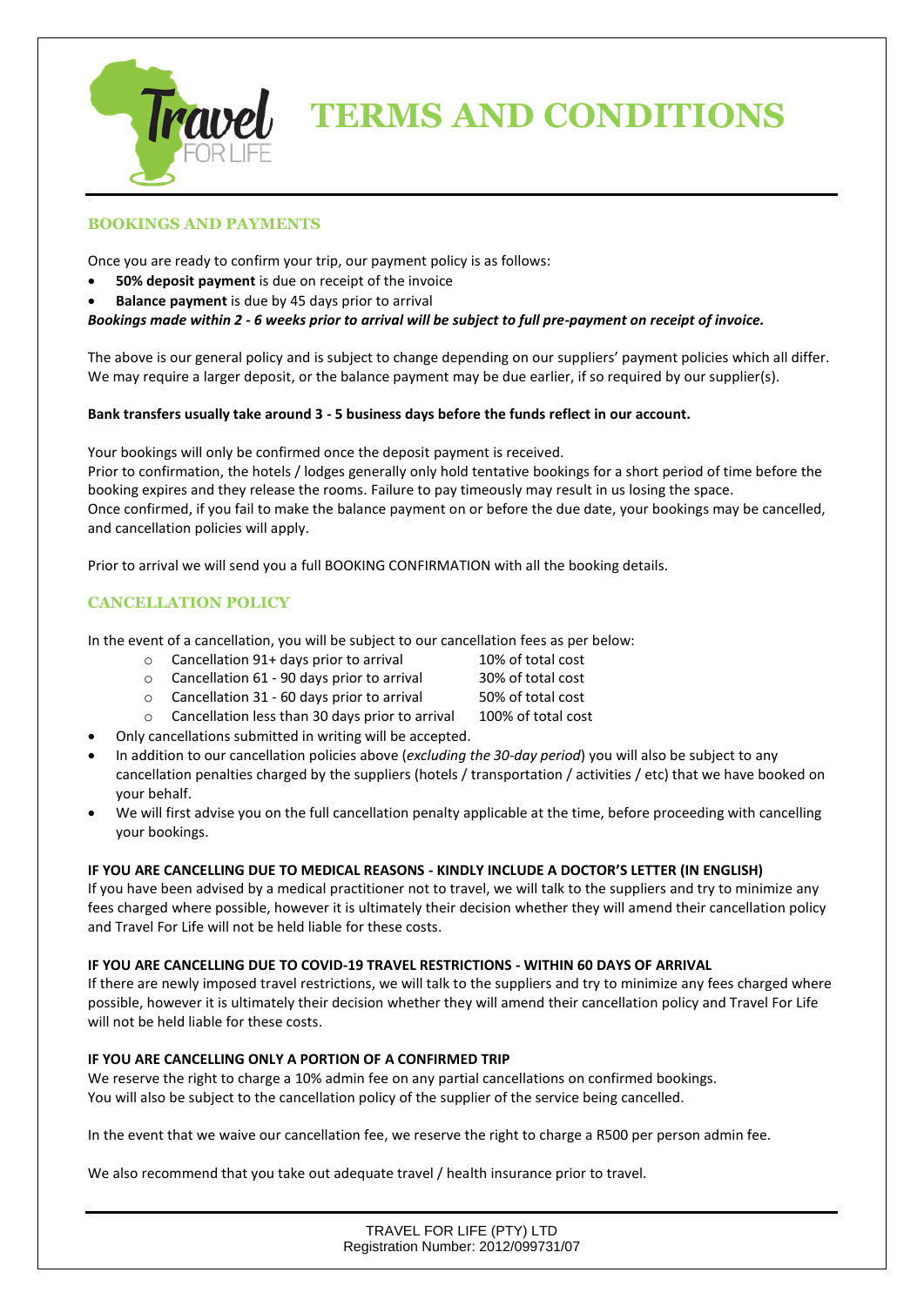# TERMS AND CONDITIONS

## BOOKINGS AND PAYMENTS

Once you are ready to confirm your trip, our payment policy is as follows:

- **50% deposit payment** is due on receipt of the invoice
- **Balance payment** is due by 45 days prior to arrival

***Bookings made within 2 - 6 weeks prior to arrival will be subject to full pre-payment on receipt of invoice.***

The above is our general policy and is subject to change depending on our suppliers' payment policies which all differ. We may require a larger deposit, or the balance payment may be due earlier, if so required by our supplier(s).

**Bank transfers usually take around 3 - 5 business days before the funds reflect in our account.**

Your bookings will only be confirmed once the deposit payment is received.
Prior to confirmation, the hotels / lodges generally only hold tentative bookings for a short period of time before the booking expires and they release the rooms. Failure to pay timeously may result in us losing the space.
Once confirmed, if you fail to make the balance payment on or before the due date, your bookings may be cancelled, and cancellation policies will apply.

Prior to arrival we will send you a full BOOKING CONFIRMATION with all the booking details.

## CANCELLATION POLICY

In the event of a cancellation, you will be subject to our cancellation fees as per below:

- Cancellation 91+ days prior to arrival — 10% of total cost
- Cancellation 61 - 90 days prior to arrival — 30% of total cost
- Cancellation 31 - 60 days prior to arrival — 50% of total cost
- Cancellation less than 30 days prior to arrival — 100% of total cost

- Only cancellations submitted in writing will be accepted.
- In addition to our cancellation policies above (*excluding the 30-day period*) you will also be subject to any cancellation penalties charged by the suppliers (hotels / transportation / activities / etc) that we have booked on your behalf.
- We will first advise you on the full cancellation penalty applicable at the time, before proceeding with cancelling your bookings.

**IF YOU ARE CANCELLING DUE TO MEDICAL REASONS - KINDLY INCLUDE A DOCTOR'S LETTER (IN ENGLISH)**
If you have been advised by a medical practitioner not to travel, we will talk to the suppliers and try to minimize any fees charged where possible, however it is ultimately their decision whether they will amend their cancellation policy and Travel For Life will not be held liable for these costs.

**IF YOU ARE CANCELLING DUE TO COVID-19 TRAVEL RESTRICTIONS - WITHIN 60 DAYS OF ARRIVAL**
If there are newly imposed travel restrictions, we will talk to the suppliers and try to minimize any fees charged where possible, however it is ultimately their decision whether they will amend their cancellation policy and Travel For Life will not be held liable for these costs.

**IF YOU ARE CANCELLING ONLY A PORTION OF A CONFIRMED TRIP**
We reserve the right to charge a 10% admin fee on any partial cancellations on confirmed bookings.
You will also be subject to the cancellation policy of the supplier of the service being cancelled.

In the event that we waive our cancellation fee, we reserve the right to charge a R500 per person admin fee.

We also recommend that you take out adequate travel / health insurance prior to travel.

TRAVEL FOR LIFE (PTY) LTD
Registration Number: 2012/099731/07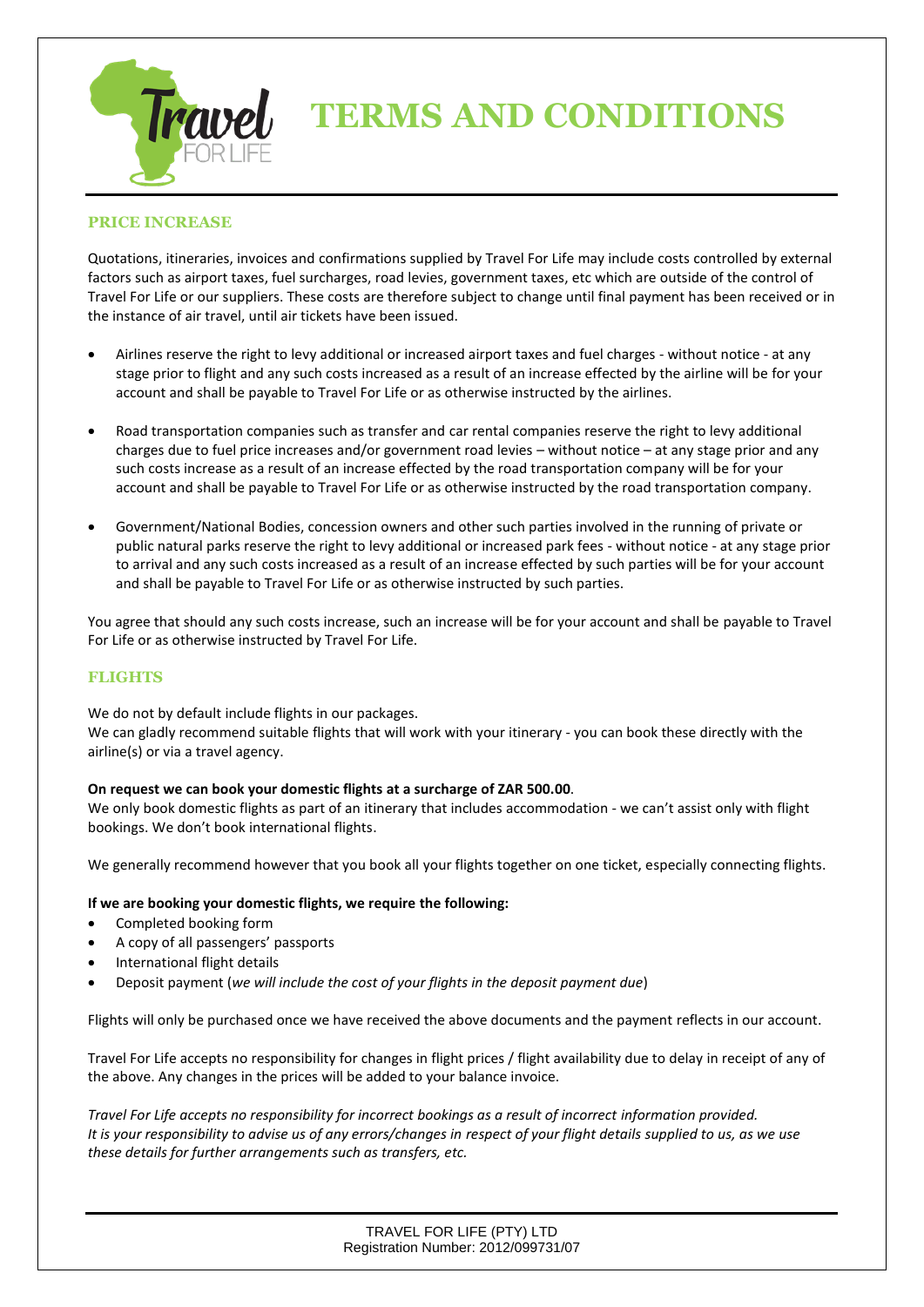# TERMS AND CONDITIONS

## PRICE INCREASE

Quotations, itineraries, invoices and confirmations supplied by Travel For Life may include costs controlled by external factors such as airport taxes, fuel surcharges, road levies, government taxes, etc which are outside of the control of Travel For Life or our suppliers. These costs are therefore subject to change until final payment has been received or in the instance of air travel, until air tickets have been issued.

- Airlines reserve the right to levy additional or increased airport taxes and fuel charges - without notice - at any stage prior to flight and any such costs increased as a result of an increase effected by the airline will be for your account and shall be payable to Travel For Life or as otherwise instructed by the airlines.
- Road transportation companies such as transfer and car rental companies reserve the right to levy additional charges due to fuel price increases and/or government road levies – without notice – at any stage prior and any such costs increase as a result of an increase effected by the road transportation company will be for your account and shall be payable to Travel For Life or as otherwise instructed by the road transportation company.
- Government/National Bodies, concession owners and other such parties involved in the running of private or public natural parks reserve the right to levy additional or increased park fees - without notice - at any stage prior to arrival and any such costs increased as a result of an increase effected by such parties will be for your account and shall be payable to Travel For Life or as otherwise instructed by such parties.

You agree that should any such costs increase, such an increase will be for your account and shall be payable to Travel For Life or as otherwise instructed by Travel For Life.

## FLIGHTS

We do not by default include flights in our packages.
We can gladly recommend suitable flights that will work with your itinerary - you can book these directly with the airline(s) or via a travel agency.

**On request we can book your domestic flights at a surcharge of ZAR 500.00**.
We only book domestic flights as part of an itinerary that includes accommodation - we can't assist only with flight bookings. We don't book international flights.

We generally recommend however that you book all your flights together on one ticket, especially connecting flights.

**If we are booking your domestic flights, we require the following:**

- Completed booking form
- A copy of all passengers' passports
- International flight details
- Deposit payment (*we will include the cost of your flights in the deposit payment due*)

Flights will only be purchased once we have received the above documents and the payment reflects in our account.

Travel For Life accepts no responsibility for changes in flight prices / flight availability due to delay in receipt of any of the above. Any changes in the prices will be added to your balance invoice.

*Travel For Life accepts no responsibility for incorrect bookings as a result of incorrect information provided.*
*It is your responsibility to advise us of any errors/changes in respect of your flight details supplied to us, as we use these details for further arrangements such as transfers, etc.*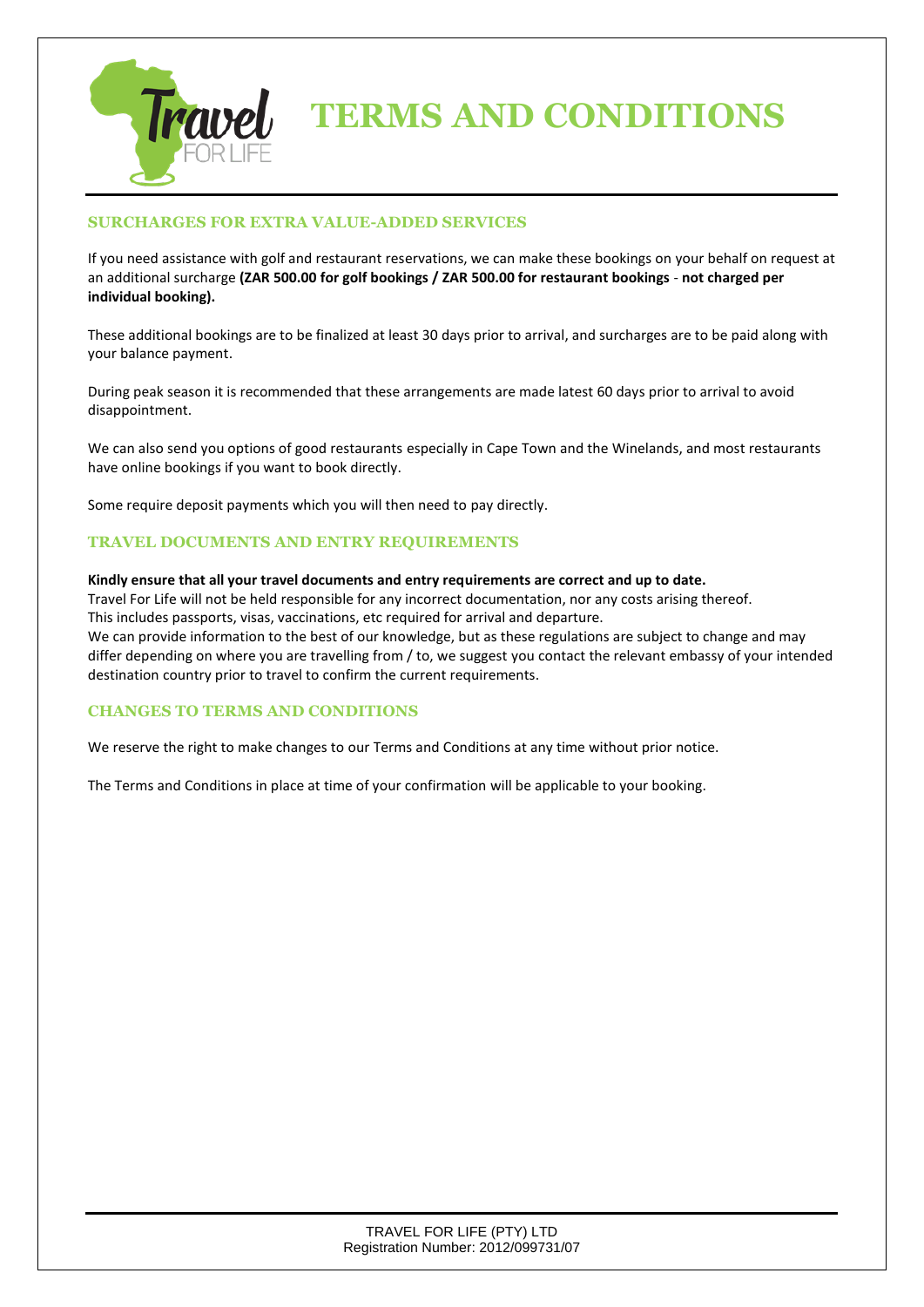# TERMS AND CONDITIONS

## SURCHARGES FOR EXTRA VALUE-ADDED SERVICES

If you need assistance with golf and restaurant reservations, we can make these bookings on your behalf on request at an additional surcharge **(ZAR 500.00 for golf bookings / ZAR 500.00 for restaurant bookings** - **not charged per individual booking).**

These additional bookings are to be finalized at least 30 days prior to arrival, and surcharges are to be paid along with your balance payment.

During peak season it is recommended that these arrangements are made latest 60 days prior to arrival to avoid disappointment.

We can also send you options of good restaurants especially in Cape Town and the Winelands, and most restaurants have online bookings if you want to book directly.

Some require deposit payments which you will then need to pay directly.

## TRAVEL DOCUMENTS AND ENTRY REQUIREMENTS

**Kindly ensure that all your travel documents and entry requirements are correct and up to date.**
Travel For Life will not be held responsible for any incorrect documentation, nor any costs arising thereof.
This includes passports, visas, vaccinations, etc required for arrival and departure.
We can provide information to the best of our knowledge, but as these regulations are subject to change and may differ depending on where you are travelling from / to, we suggest you contact the relevant embassy of your intended destination country prior to travel to confirm the current requirements.

## CHANGES TO TERMS AND CONDITIONS

We reserve the right to make changes to our Terms and Conditions at any time without prior notice.

The Terms and Conditions in place at time of your confirmation will be applicable to your booking.

TRAVEL FOR LIFE (PTY) LTD
Registration Number: 2012/099731/07